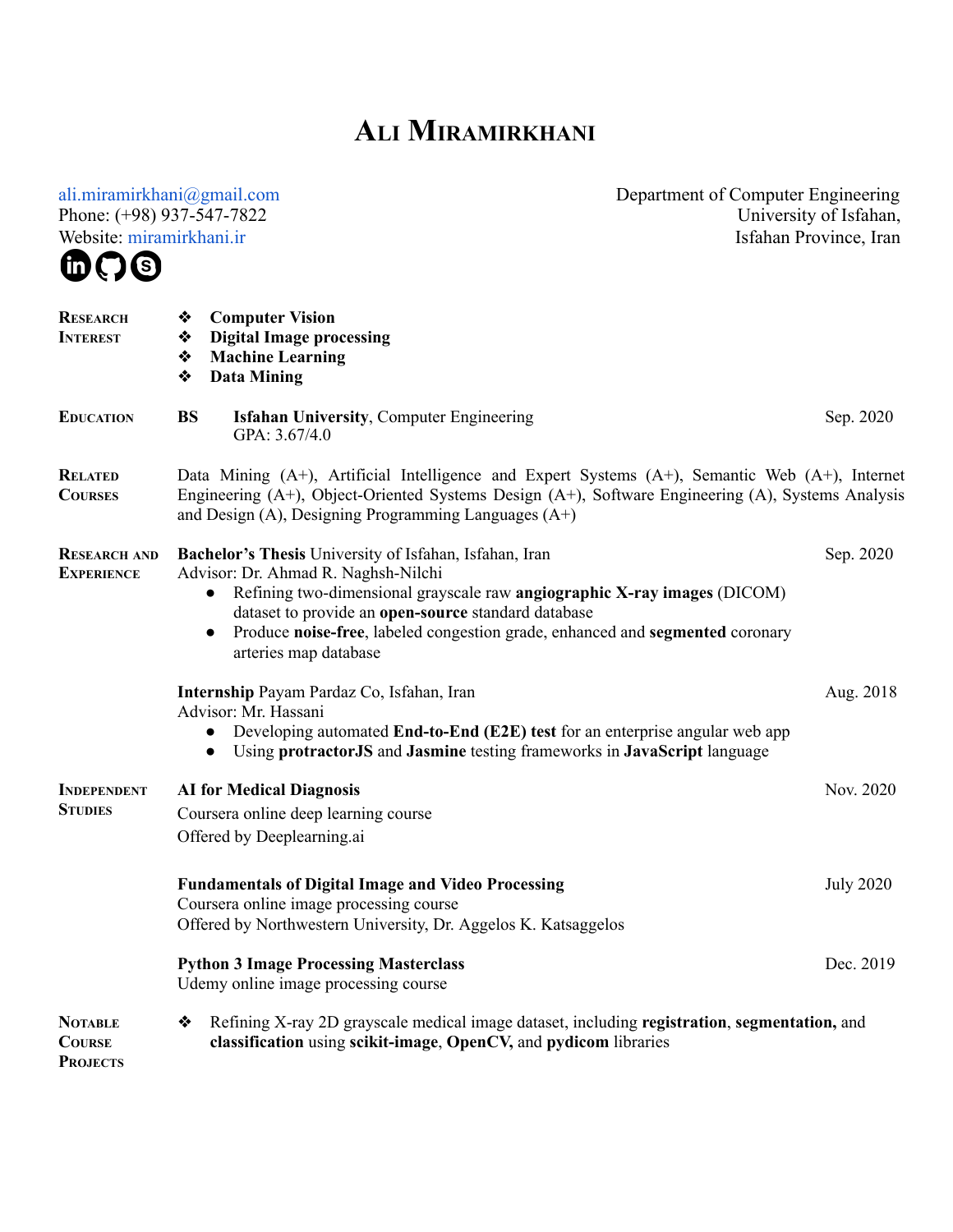# Ali Miramirkhani

ali.miramirkhani@gmail.com
Phone: (+98) 937-547-7822
Website: miramirkhani.ir

Department of Computer Engineering
University of Isfahan,
Isfahan Province, Iran

## Research Interest

- **Computer Vision**
- **Digital Image processing**
- **Machine Learning**
- **Data Mining**

## Education

**BS** **Isfahan University**, Computer Engineering — Sep. 2020
GPA: 3.67/4.0

## Related Courses

Data Mining (A+), Artificial Intelligence and Expert Systems (A+), Semantic Web (A+), Internet Engineering (A+), Object-Oriented Systems Design (A+), Software Engineering (A), Systems Analysis and Design (A), Designing Programming Languages (A+)

## Research and Experience

**Bachelor's Thesis** University of Isfahan, Isfahan, Iran — Sep. 2020
Advisor: Dr. Ahmad R. Naghsh-Nilchi

- Refining two-dimensional grayscale raw **angiographic X-ray images** (DICOM) dataset to provide an **open-source** standard database
- Produce **noise-free**, labeled congestion grade, enhanced and **segmented** coronary arteries map database

**Internship** Payam Pardaz Co, Isfahan, Iran — Aug. 2018
Advisor: Mr. Hassani

- Developing automated **End-to-End (E2E) test** for an enterprise angular web app
- Using **protractorJS** and **Jasmine** testing frameworks in **JavaScript** language

## Independent Studies

**AI for Medical Diagnosis** — Nov. 2020
Coursera online deep learning course
Offered by Deeplearning.ai

**Fundamentals of Digital Image and Video Processing** — July 2020
Coursera online image processing course
Offered by Northwestern University, Dr. Aggelos K. Katsaggelos

**Python 3 Image Processing Masterclass** — Dec. 2019
Udemy online image processing course

## Notable Course Projects

- Refining X-ray 2D grayscale medical image dataset, including **registration**, **segmentation,** and **classification** using **scikit-image**, **OpenCV,** and **pydicom** libraries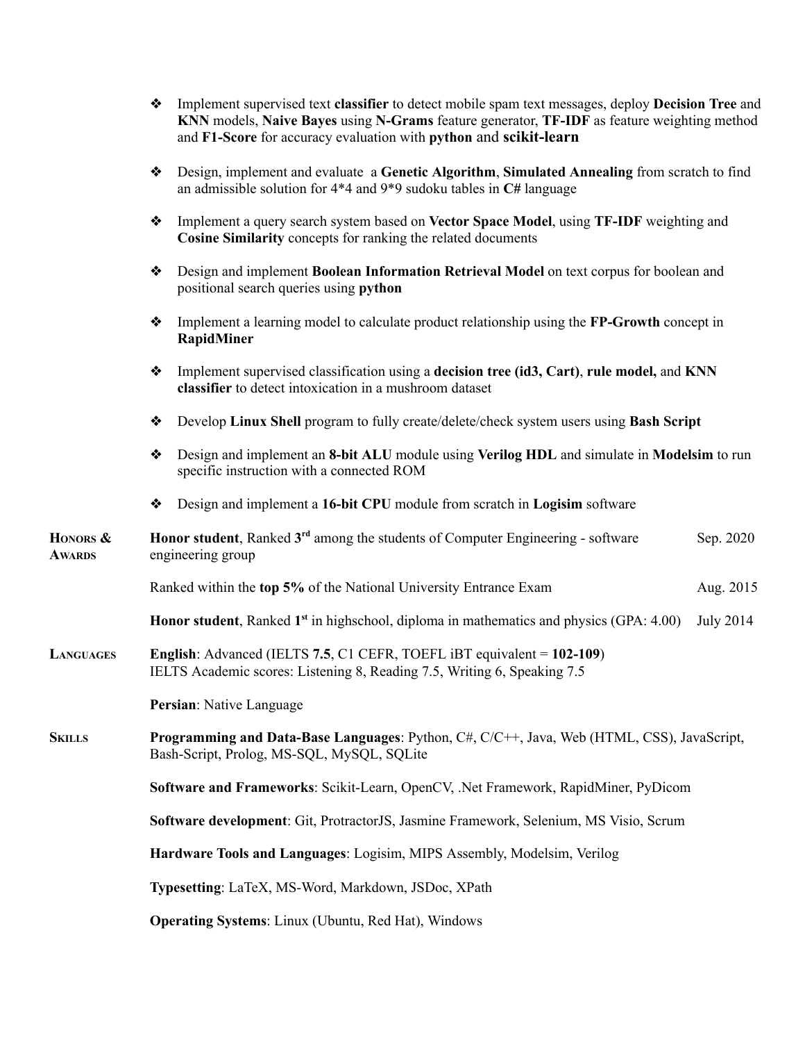- Implement supervised text **classifier** to detect mobile spam text messages, deploy **Decision Tree** and **KNN** models, **Naive Bayes** using **N-Grams** feature generator, **TF-IDF** as feature weighting method and **F1-Score** for accuracy evaluation with **python** and **scikit-learn**

- Design, implement and evaluate a **Genetic Algorithm**, **Simulated Annealing** from scratch to find an admissible solution for 4*4 and 9*9 sudoku tables in **C#** language

- Implement a query search system based on **Vector Space Model**, using **TF-IDF** weighting and **Cosine Similarity** concepts for ranking the related documents

- Design and implement **Boolean Information Retrieval Model** on text corpus for boolean and positional search queries using **python**

- Implement a learning model to calculate product relationship using the **FP-Growth** concept in **RapidMiner**

- Implement supervised classification using a **decision tree (id3, Cart)**, **rule model,** and **KNN classifier** to detect intoxication in a mushroom dataset

- Develop **Linux Shell** program to fully create/delete/check system users using **Bash Script**

- Design and implement an **8-bit ALU** module using **Verilog HDL** and simulate in **Modelsim** to run specific instruction with a connected ROM

- Design and implement a **16-bit CPU** module from scratch in **Logisim** software

## Honors & Awards

**Honor student**, Ranked 3rd among the students of Computer Engineering - software engineering group — Sep. 2020

Ranked within the **top 5%** of the National University Entrance Exam — Aug. 2015

**Honor student**, Ranked 1st in highschool, diploma in mathematics and physics (GPA: 4.00) — July 2014

## Languages

**English**: Advanced (IELTS **7.5**, C1 CEFR, TOEFL iBT equivalent = **102-109**)
IELTS Academic scores: Listening 8, Reading 7.5, Writing 6, Speaking 7.5

**Persian**: Native Language

## Skills

**Programming and Data-Base Languages**: Python, C#, C/C++, Java, Web (HTML, CSS), JavaScript, Bash-Script, Prolog, MS-SQL, MySQL, SQLite

**Software and Frameworks**: Scikit-Learn, OpenCV, .Net Framework, RapidMiner, PyDicom

**Software development**: Git, ProtractorJS, Jasmine Framework, Selenium, MS Visio, Scrum

**Hardware Tools and Languages**: Logisim, MIPS Assembly, Modelsim, Verilog

**Typesetting**: LaTeX, MS-Word, Markdown, JSDoc, XPath

**Operating Systems**: Linux (Ubuntu, Red Hat), Windows